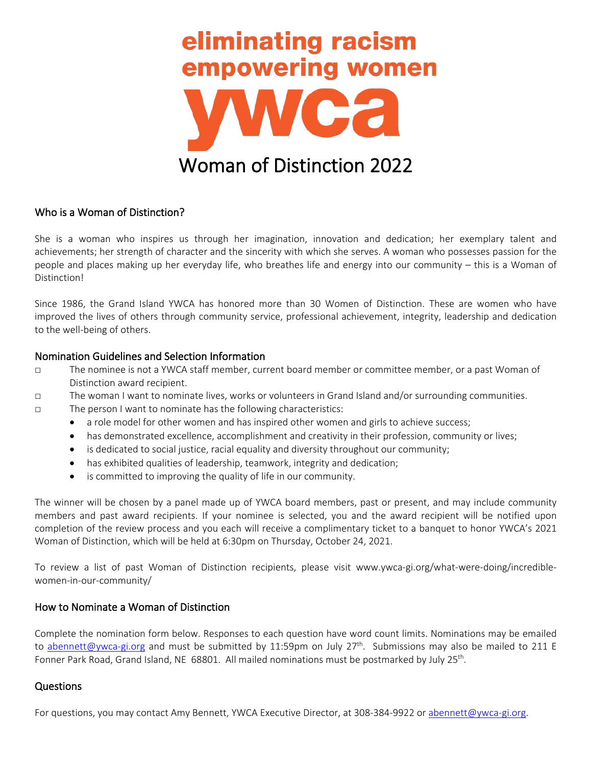eliminating racism
empowering women

ywca

# Woman of Distinction 2022

## Who is a Woman of Distinction?

She is a woman who inspires us through her imagination, innovation and dedication; her exemplary talent and achievements; her strength of character and the sincerity with which she serves. A woman who possesses passion for the people and places making up her everyday life, who breathes life and energy into our community – this is a Woman of Distinction!

Since 1986, the Grand Island YWCA has honored more than 30 Women of Distinction. These are women who have improved the lives of others through community service, professional achievement, integrity, leadership and dedication to the well-being of others.

## Nomination Guidelines and Selection Information

- □ The nominee is not a YWCA staff member, current board member or committee member, or a past Woman of Distinction award recipient.
- □ The woman I want to nominate lives, works or volunteers in Grand Island and/or surrounding communities.
- □ The person I want to nominate has the following characteristics:
  - a role model for other women and has inspired other women and girls to achieve success;
  - has demonstrated excellence, accomplishment and creativity in their profession, community or lives;
  - is dedicated to social justice, racial equality and diversity throughout our community;
  - has exhibited qualities of leadership, teamwork, integrity and dedication;
  - is committed to improving the quality of life in our community.

The winner will be chosen by a panel made up of YWCA board members, past or present, and may include community members and past award recipients. If your nominee is selected, you and the award recipient will be notified upon completion of the review process and you each will receive a complimentary ticket to a banquet to honor YWCA's 2021 Woman of Distinction, which will be held at 6:30pm on Thursday, October 24, 2021.

To review a list of past Woman of Distinction recipients, please visit www.ywca-gi.org/what-were-doing/incredible-women-in-our-community/

## How to Nominate a Woman of Distinction

Complete the nomination form below. Responses to each question have word count limits. Nominations may be emailed to abennett@ywca-gi.org and must be submitted by 11:59pm on July 27th. Submissions may also be mailed to 211 E Fonner Park Road, Grand Island, NE 68801. All mailed nominations must be postmarked by July 25th.

## Questions

For questions, you may contact Amy Bennett, YWCA Executive Director, at 308-384-9922 or abennett@ywca-gi.org.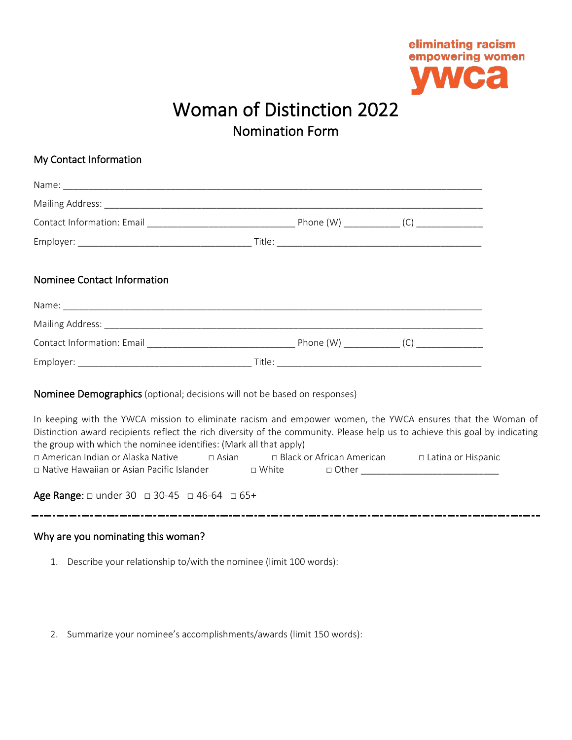eliminating racism
empowering women
ywca

# Woman of Distinction 2022

## Nomination Form

### My Contact Information

Name: ___________________________________________________________________________

Mailing Address: ___________________________________________________________________

Contact Information: Email ___________________________ Phone (W) __________ (C) ____________

Employer: ________________________________ Title: _____________________________________

### Nominee Contact Information

Name: ___________________________________________________________________________

Mailing Address: ___________________________________________________________________

Contact Information: Email ___________________________ Phone (W) __________ (C) ____________

Employer: ________________________________ Title: _____________________________________

### Nominee Demographics (optional; decisions will not be based on responses)

In keeping with the YWCA mission to eliminate racism and empower women, the YWCA ensures that the Woman of Distinction award recipients reflect the rich diversity of the community. Please help us to achieve this goal by indicating the group with which the nominee identifies: (Mark all that apply)

□ American Indian or Alaska Native □ Asian □ Black or African American □ Latina or Hispanic
□ Native Hawaiian or Asian Pacific Islander □ White □ Other _________________________

**Age Range:** □ under 30 □ 30-45 □ 46-64 □ 65+

---

### Why are you nominating this woman?

1. Describe your relationship to/with the nominee (limit 100 words):

2. Summarize your nominee's accomplishments/awards (limit 150 words):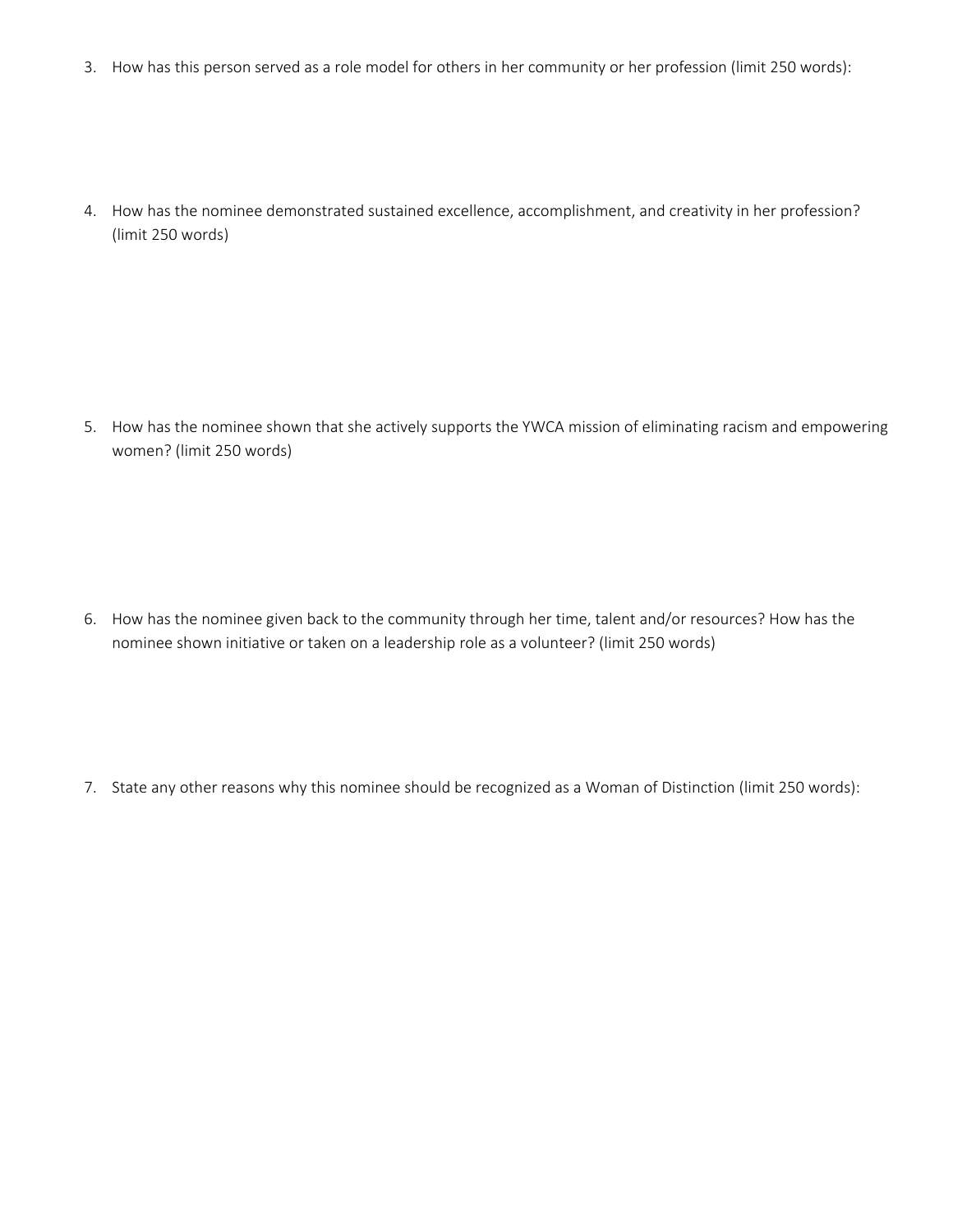3. How has this person served as a role model for others in her community or her profession (limit 250 words):

4. How has the nominee demonstrated sustained excellence, accomplishment, and creativity in her profession? (limit 250 words)

5. How has the nominee shown that she actively supports the YWCA mission of eliminating racism and empowering women? (limit 250 words)

6. How has the nominee given back to the community through her time, talent and/or resources? How has the nominee shown initiative or taken on a leadership role as a volunteer? (limit 250 words)

7. State any other reasons why this nominee should be recognized as a Woman of Distinction (limit 250 words):